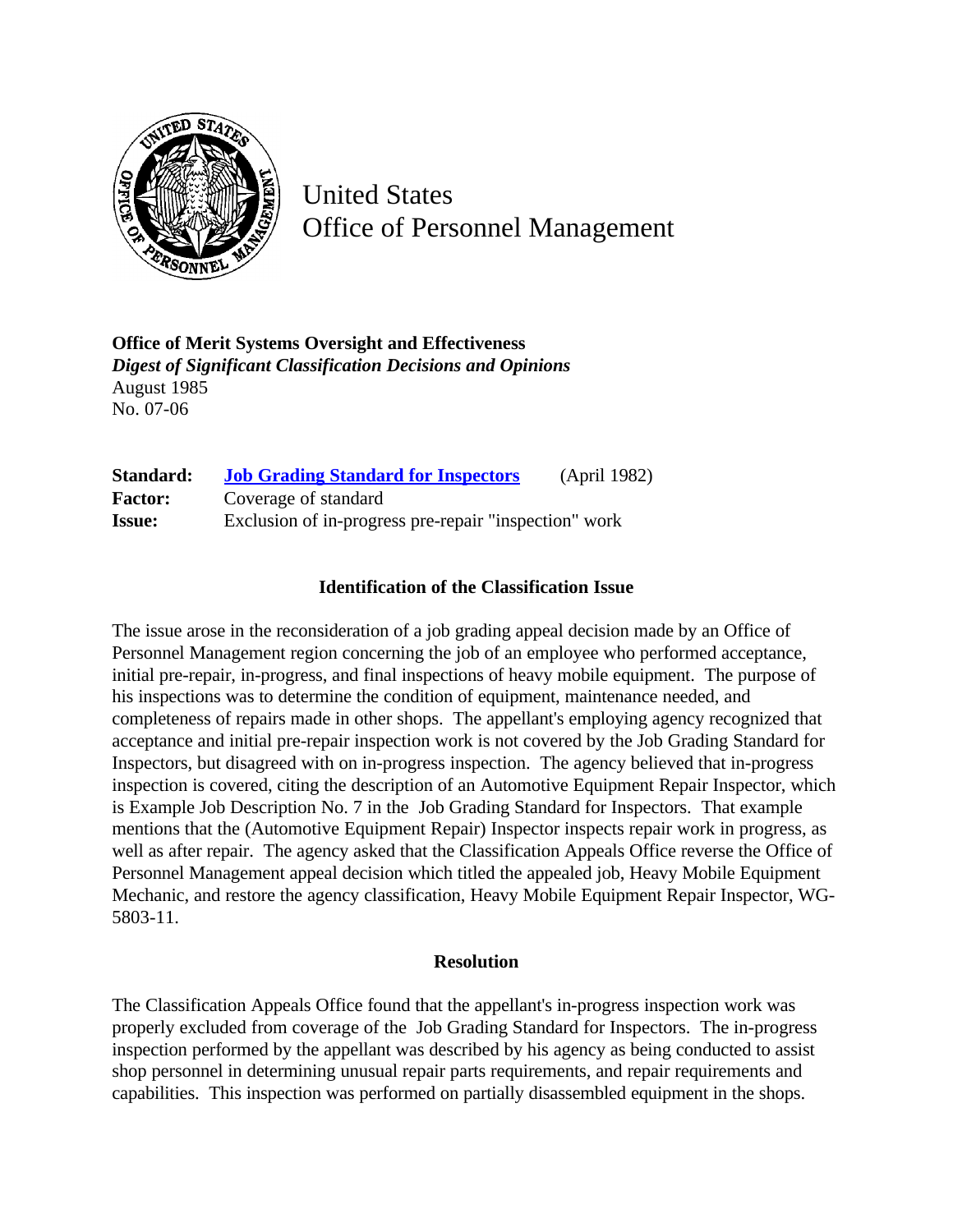# United States Office of Personnel Management

**Office of Merit Systems Oversight and Effectiveness**
*Digest of Significant Classification Decisions and Opinions*
August 1985
No. 07-06

| | | |
|---|---|---|
| **Standard:** | **Job Grading Standard for Inspectors** | (April 1982) |
| **Factor:** | Coverage of standard | |
| **Issue:** | Exclusion of in-progress pre-repair "inspection" work | |

### Identification of the Classification Issue

The issue arose in the reconsideration of a job grading appeal decision made by an Office of Personnel Management region concerning the job of an employee who performed acceptance, initial pre-repair, in-progress, and final inspections of heavy mobile equipment. The purpose of his inspections was to determine the condition of equipment, maintenance needed, and completeness of repairs made in other shops. The appellant's employing agency recognized that acceptance and initial pre-repair inspection work is not covered by the Job Grading Standard for Inspectors, but disagreed with on in-progress inspection. The agency believed that in-progress inspection is covered, citing the description of an Automotive Equipment Repair Inspector, which is Example Job Description No. 7 in the Job Grading Standard for Inspectors. That example mentions that the (Automotive Equipment Repair) Inspector inspects repair work in progress, as well as after repair. The agency asked that the Classification Appeals Office reverse the Office of Personnel Management appeal decision which titled the appealed job, Heavy Mobile Equipment Mechanic, and restore the agency classification, Heavy Mobile Equipment Repair Inspector, WG-5803-11.

### Resolution

The Classification Appeals Office found that the appellant's in-progress inspection work was properly excluded from coverage of the Job Grading Standard for Inspectors. The in-progress inspection performed by the appellant was described by his agency as being conducted to assist shop personnel in determining unusual repair parts requirements, and repair requirements and capabilities. This inspection was performed on partially disassembled equipment in the shops.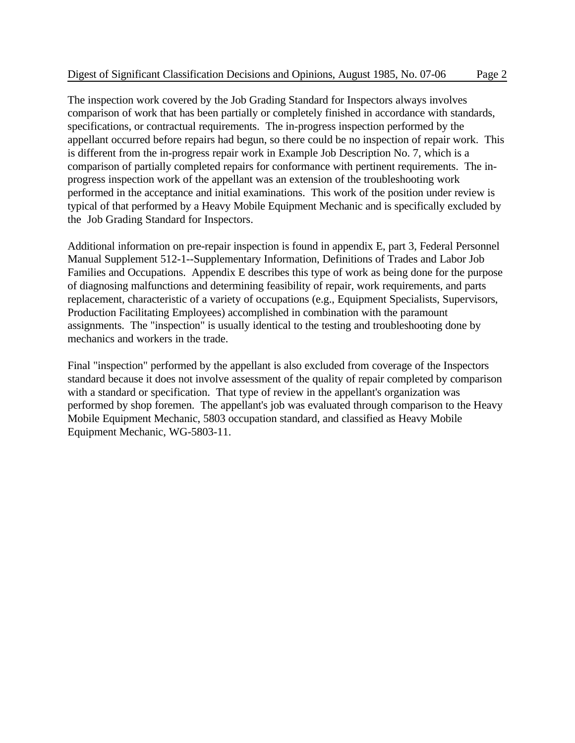The inspection work covered by the Job Grading Standard for Inspectors always involves comparison of work that has been partially or completely finished in accordance with standards, specifications, or contractual requirements. The in-progress inspection performed by the appellant occurred before repairs had begun, so there could be no inspection of repair work. This is different from the in-progress repair work in Example Job Description No. 7, which is a comparison of partially completed repairs for conformance with pertinent requirements. The in-progress inspection work of the appellant was an extension of the troubleshooting work performed in the acceptance and initial examinations. This work of the position under review is typical of that performed by a Heavy Mobile Equipment Mechanic and is specifically excluded by the Job Grading Standard for Inspectors.

Additional information on pre-repair inspection is found in appendix E, part 3, Federal Personnel Manual Supplement 512-1--Supplementary Information, Definitions of Trades and Labor Job Families and Occupations. Appendix E describes this type of work as being done for the purpose of diagnosing malfunctions and determining feasibility of repair, work requirements, and parts replacement, characteristic of a variety of occupations (e.g., Equipment Specialists, Supervisors, Production Facilitating Employees) accomplished in combination with the paramount assignments. The "inspection" is usually identical to the testing and troubleshooting done by mechanics and workers in the trade.

Final "inspection" performed by the appellant is also excluded from coverage of the Inspectors standard because it does not involve assessment of the quality of repair completed by comparison with a standard or specification. That type of review in the appellant's organization was performed by shop foremen. The appellant's job was evaluated through comparison to the Heavy Mobile Equipment Mechanic, 5803 occupation standard, and classified as Heavy Mobile Equipment Mechanic, WG-5803-11.